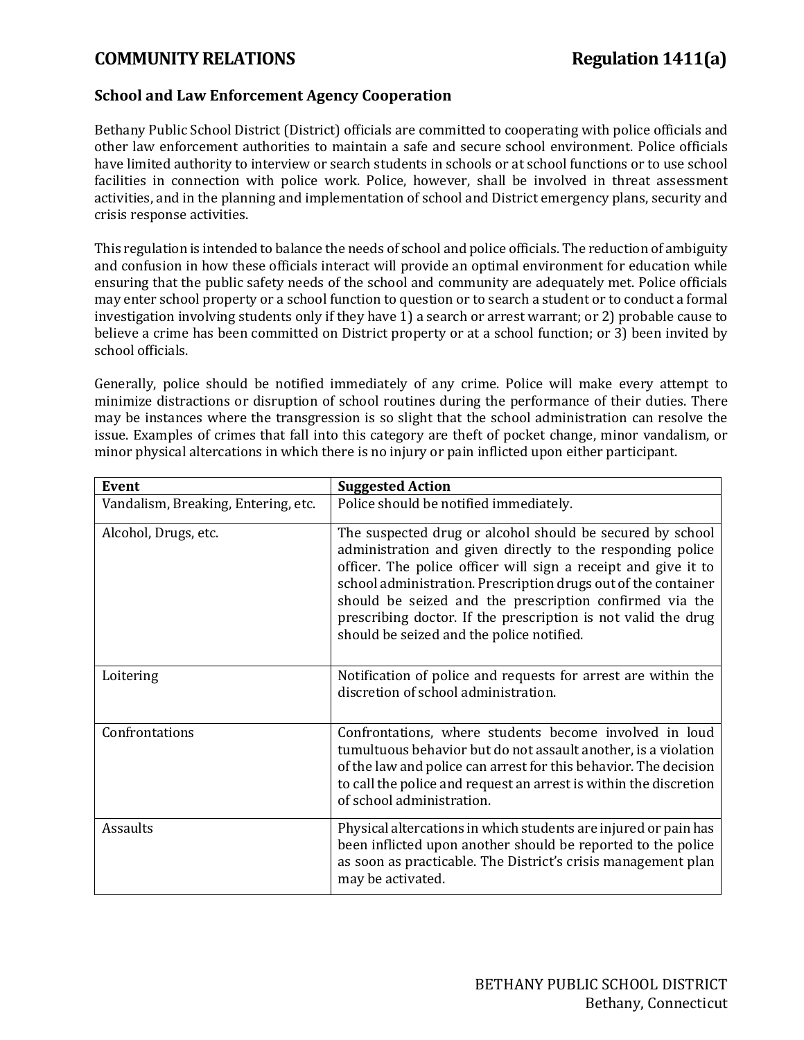## COMMUNITY RELATIONS — Regulation 1411(a)

### School and Law Enforcement Agency Cooperation

Bethany Public School District (District) officials are committed to cooperating with police officials and other law enforcement authorities to maintain a safe and secure school environment. Police officials have limited authority to interview or search students in schools or at school functions or to use school facilities in connection with police work. Police, however, shall be involved in threat assessment activities, and in the planning and implementation of school and District emergency plans, security and crisis response activities.

This regulation is intended to balance the needs of school and police officials. The reduction of ambiguity and confusion in how these officials interact will provide an optimal environment for education while ensuring that the public safety needs of the school and community are adequately met. Police officials may enter school property or a school function to question or to search a student or to conduct a formal investigation involving students only if they have 1) a search or arrest warrant; or 2) probable cause to believe a crime has been committed on District property or at a school function; or 3) been invited by school officials.

Generally, police should be notified immediately of any crime. Police will make every attempt to minimize distractions or disruption of school routines during the performance of their duties. There may be instances where the transgression is so slight that the school administration can resolve the issue. Examples of crimes that fall into this category are theft of pocket change, minor vandalism, or minor physical altercations in which there is no injury or pain inflicted upon either participant.

| Event | Suggested Action |
|---|---|
| Vandalism, Breaking, Entering, etc. | Police should be notified immediately. |
| Alcohol, Drugs, etc. | The suspected drug or alcohol should be secured by school administration and given directly to the responding police officer. The police officer will sign a receipt and give it to school administration. Prescription drugs out of the container should be seized and the prescription confirmed via the prescribing doctor. If the prescription is not valid the drug should be seized and the police notified. |
| Loitering | Notification of police and requests for arrest are within the discretion of school administration. |
| Confrontations | Confrontations, where students become involved in loud tumultuous behavior but do not assault another, is a violation of the law and police can arrest for this behavior. The decision to call the police and request an arrest is within the discretion of school administration. |
| Assaults | Physical altercations in which students are injured or pain has been inflicted upon another should be reported to the police as soon as practicable. The District's crisis management plan may be activated. |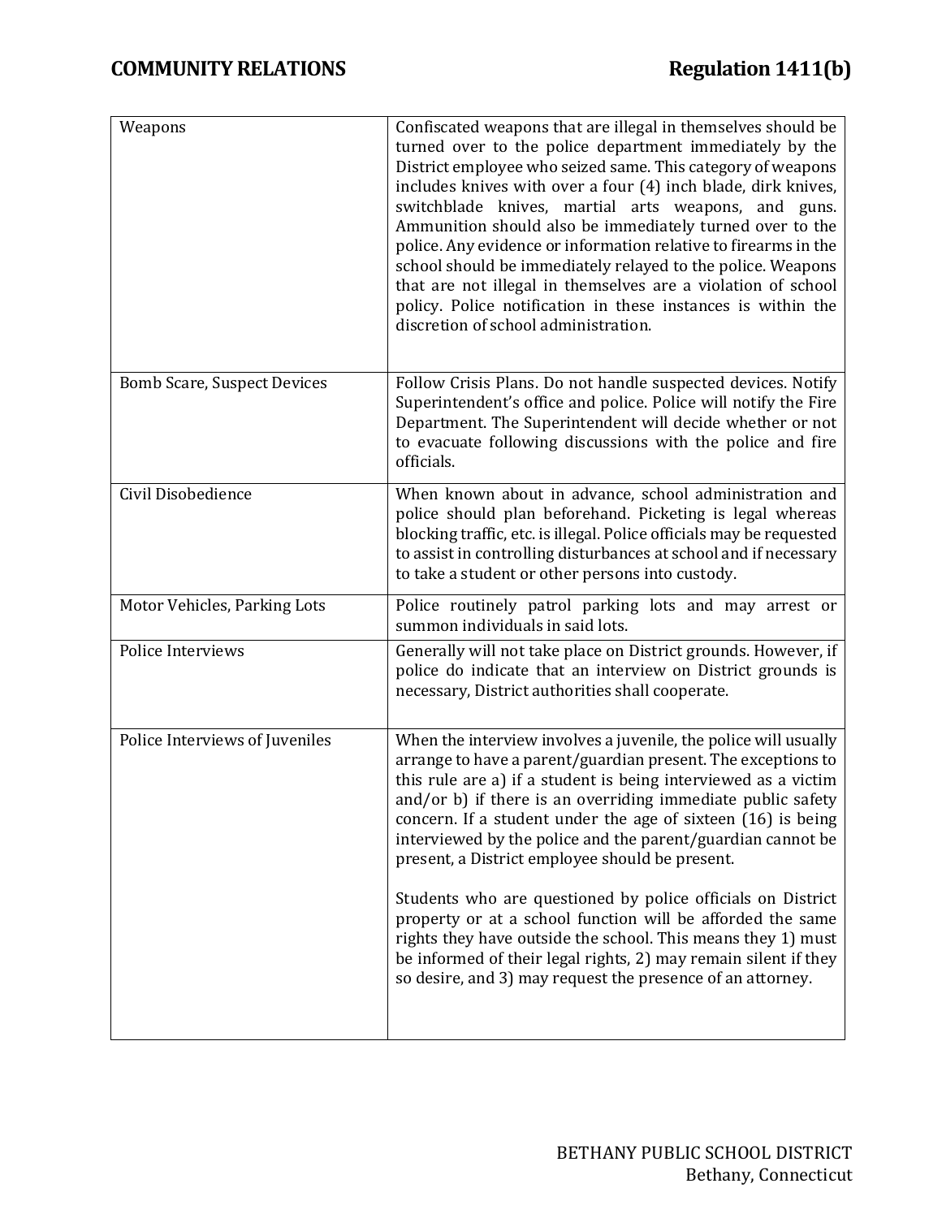| | |
|---|---|
| Weapons | Confiscated weapons that are illegal in themselves should be turned over to the police department immediately by the District employee who seized same. This category of weapons includes knives with over a four (4) inch blade, dirk knives, switchblade knives, martial arts weapons, and guns. Ammunition should also be immediately turned over to the police. Any evidence or information relative to firearms in the school should be immediately relayed to the police. Weapons that are not illegal in themselves are a violation of school policy. Police notification in these instances is within the discretion of school administration. |
| Bomb Scare, Suspect Devices | Follow Crisis Plans. Do not handle suspected devices. Notify Superintendent's office and police. Police will notify the Fire Department. The Superintendent will decide whether or not to evacuate following discussions with the police and fire officials. |
| Civil Disobedience | When known about in advance, school administration and police should plan beforehand. Picketing is legal whereas blocking traffic, etc. is illegal. Police officials may be requested to assist in controlling disturbances at school and if necessary to take a student or other persons into custody. |
| Motor Vehicles, Parking Lots | Police routinely patrol parking lots and may arrest or summon individuals in said lots. |
| Police Interviews | Generally will not take place on District grounds. However, if police do indicate that an interview on District grounds is necessary, District authorities shall cooperate. |
| Police Interviews of Juveniles | When the interview involves a juvenile, the police will usually arrange to have a parent/guardian present. The exceptions to this rule are a) if a student is being interviewed as a victim and/or b) if there is an overriding immediate public safety concern. If a student under the age of sixteen (16) is being interviewed by the police and the parent/guardian cannot be present, a District employee should be present.<br><br>Students who are questioned by police officials on District property or at a school function will be afforded the same rights they have outside the school. This means they 1) must be informed of their legal rights, 2) may remain silent if they so desire, and 3) may request the presence of an attorney. |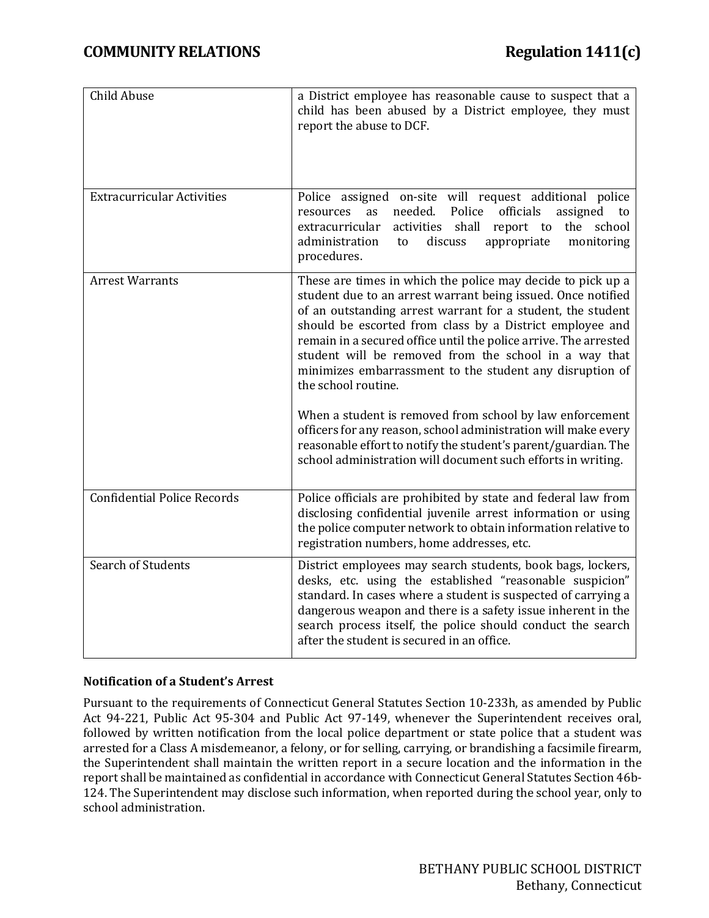| Child Abuse | a District employee has reasonable cause to suspect that a child has been abused by a District employee, they must report the abuse to DCF. |
|---|---|
| Extracurricular Activities | Police assigned on-site will request additional police resources as needed. Police officials assigned to extracurricular activities shall report to the school administration to discuss appropriate monitoring procedures. |
| Arrest Warrants | These are times in which the police may decide to pick up a student due to an arrest warrant being issued. Once notified of an outstanding arrest warrant for a student, the student should be escorted from class by a District employee and remain in a secured office until the police arrive. The arrested student will be removed from the school in a way that minimizes embarrassment to the student any disruption of the school routine.<br><br>When a student is removed from school by law enforcement officers for any reason, school administration will make every reasonable effort to notify the student's parent/guardian. The school administration will document such efforts in writing. |
| Confidential Police Records | Police officials are prohibited by state and federal law from disclosing confidential juvenile arrest information or using the police computer network to obtain information relative to registration numbers, home addresses, etc. |
| Search of Students | District employees may search students, book bags, lockers, desks, etc. using the established "reasonable suspicion" standard. In cases where a student is suspected of carrying a dangerous weapon and there is a safety issue inherent in the search process itself, the police should conduct the search after the student is secured in an office. |

**Notification of a Student's Arrest**

Pursuant to the requirements of Connecticut General Statutes Section 10-233h, as amended by Public Act 94-221, Public Act 95-304 and Public Act 97-149, whenever the Superintendent receives oral, followed by written notification from the local police department or state police that a student was arrested for a Class A misdemeanor, a felony, or for selling, carrying, or brandishing a facsimile firearm, the Superintendent shall maintain the written report in a secure location and the information in the report shall be maintained as confidential in accordance with Connecticut General Statutes Section 46b-124. The Superintendent may disclose such information, when reported during the school year, only to school administration.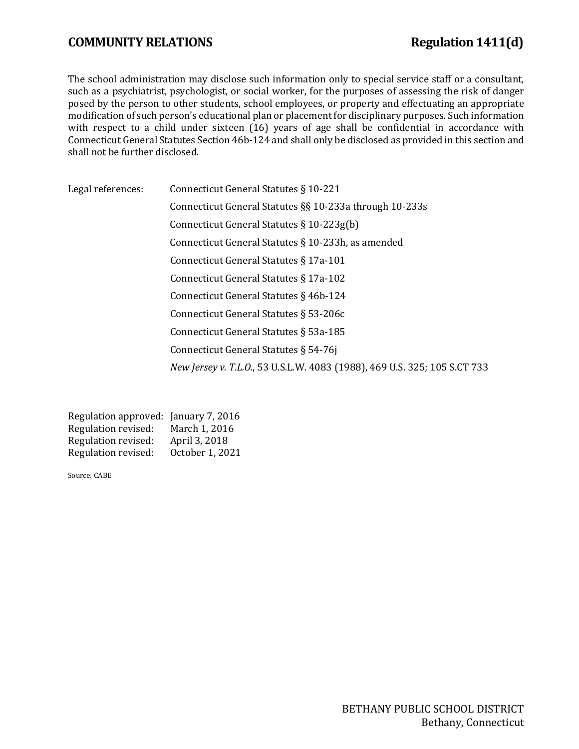The school administration may disclose such information only to special service staff or a consultant, such as a psychiatrist, psychologist, or social worker, for the purposes of assessing the risk of danger posed by the person to other students, school employees, or property and effectuating an appropriate modification of such person's educational plan or placement for disciplinary purposes. Such information with respect to a child under sixteen (16) years of age shall be confidential in accordance with Connecticut General Statutes Section 46b-124 and shall only be disclosed as provided in this section and shall not be further disclosed.

| | |
|---|---|
| Legal references: | Connecticut General Statutes § 10-221 |
| | Connecticut General Statutes §§ 10-233a through 10-233s |
| | Connecticut General Statutes § 10-223g(b) |
| | Connecticut General Statutes § 10-233h, as amended |
| | Connecticut General Statutes § 17a-101 |
| | Connecticut General Statutes § 17a-102 |
| | Connecticut General Statutes § 46b-124 |
| | Connecticut General Statutes § 53-206c |
| | Connecticut General Statutes § 53a-185 |
| | Connecticut General Statutes § 54-76j |
| | *New Jersey v. T.L.O.*, 53 U.S.L.W. 4083 (1988), 469 U.S. 325; 105 S.CT 733 |

| | |
|---|---|
| Regulation approved: | January 7, 2016 |
| Regulation revised: | March 1, 2016 |
| Regulation revised: | April 3, 2018 |
| Regulation revised: | October 1, 2021 |

Source: CABE